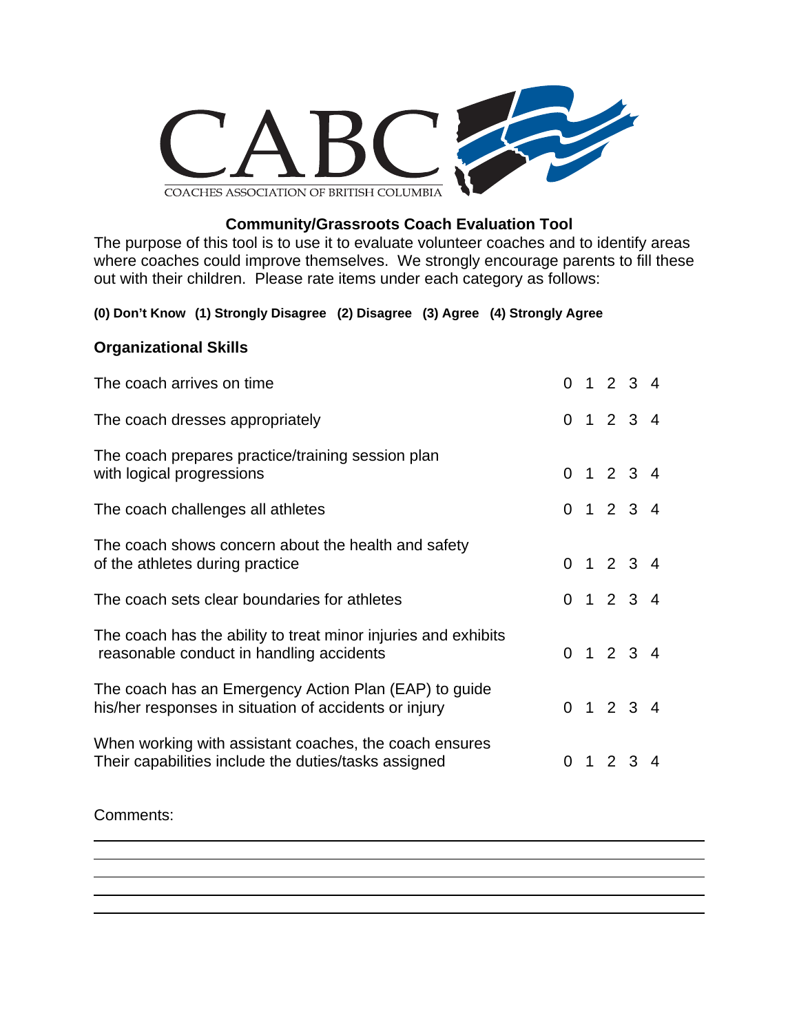CABC

COACHES ASSOCIATION OF BRITISH COLUMBIA

## Community/Grassroots Coach Evaluation Tool

The purpose of this tool is to use it to evaluate volunteer coaches and to identify areas where coaches could improve themselves. We strongly encourage parents to fill these out with their children. Please rate items under each category as follows:

**(0) Don't Know (1) Strongly Disagree (2) Disagree (3) Agree (4) Strongly Agree**

### Organizational Skills

| Item | Rating |
|---|---|
| The coach arrives on time | 0 1 2 3 4 |
| The coach dresses appropriately | 0 1 2 3 4 |
| The coach prepares practice/training session plan with logical progressions | 0 1 2 3 4 |
| The coach challenges all athletes | 0 1 2 3 4 |
| The coach shows concern about the health and safety of the athletes during practice | 0 1 2 3 4 |
| The coach sets clear boundaries for athletes | 0 1 2 3 4 |
| The coach has the ability to treat minor injuries and exhibits reasonable conduct in handling accidents | 0 1 2 3 4 |
| The coach has an Emergency Action Plan (EAP) to guide his/her responses in situation of accidents or injury | 0 1 2 3 4 |
| When working with assistant coaches, the coach ensures Their capabilities include the duties/tasks assigned | 0 1 2 3 4 |

Comments:

\_\_\_\_\_\_\_\_\_\_\_\_\_\_\_\_\_\_\_\_\_\_\_\_\_\_\_\_\_\_\_\_\_\_\_\_\_\_\_\_\_\_\_\_\_\_\_\_\_\_\_\_\_\_\_\_\_\_\_\_\_\_\_\_\_\_\_\_\_\_\_\_

\_\_\_\_\_\_\_\_\_\_\_\_\_\_\_\_\_\_\_\_\_\_\_\_\_\_\_\_\_\_\_\_\_\_\_\_\_\_\_\_\_\_\_\_\_\_\_\_\_\_\_\_\_\_\_\_\_\_\_\_\_\_\_\_\_\_\_\_\_\_\_\_

\_\_\_\_\_\_\_\_\_\_\_\_\_\_\_\_\_\_\_\_\_\_\_\_\_\_\_\_\_\_\_\_\_\_\_\_\_\_\_\_\_\_\_\_\_\_\_\_\_\_\_\_\_\_\_\_\_\_\_\_\_\_\_\_\_\_\_\_\_\_\_\_

\_\_\_\_\_\_\_\_\_\_\_\_\_\_\_\_\_\_\_\_\_\_\_\_\_\_\_\_\_\_\_\_\_\_\_\_\_\_\_\_\_\_\_\_\_\_\_\_\_\_\_\_\_\_\_\_\_\_\_\_\_\_\_\_\_\_\_\_\_\_\_\_

\_\_\_\_\_\_\_\_\_\_\_\_\_\_\_\_\_\_\_\_\_\_\_\_\_\_\_\_\_\_\_\_\_\_\_\_\_\_\_\_\_\_\_\_\_\_\_\_\_\_\_\_\_\_\_\_\_\_\_\_\_\_\_\_\_\_\_\_\_\_\_\_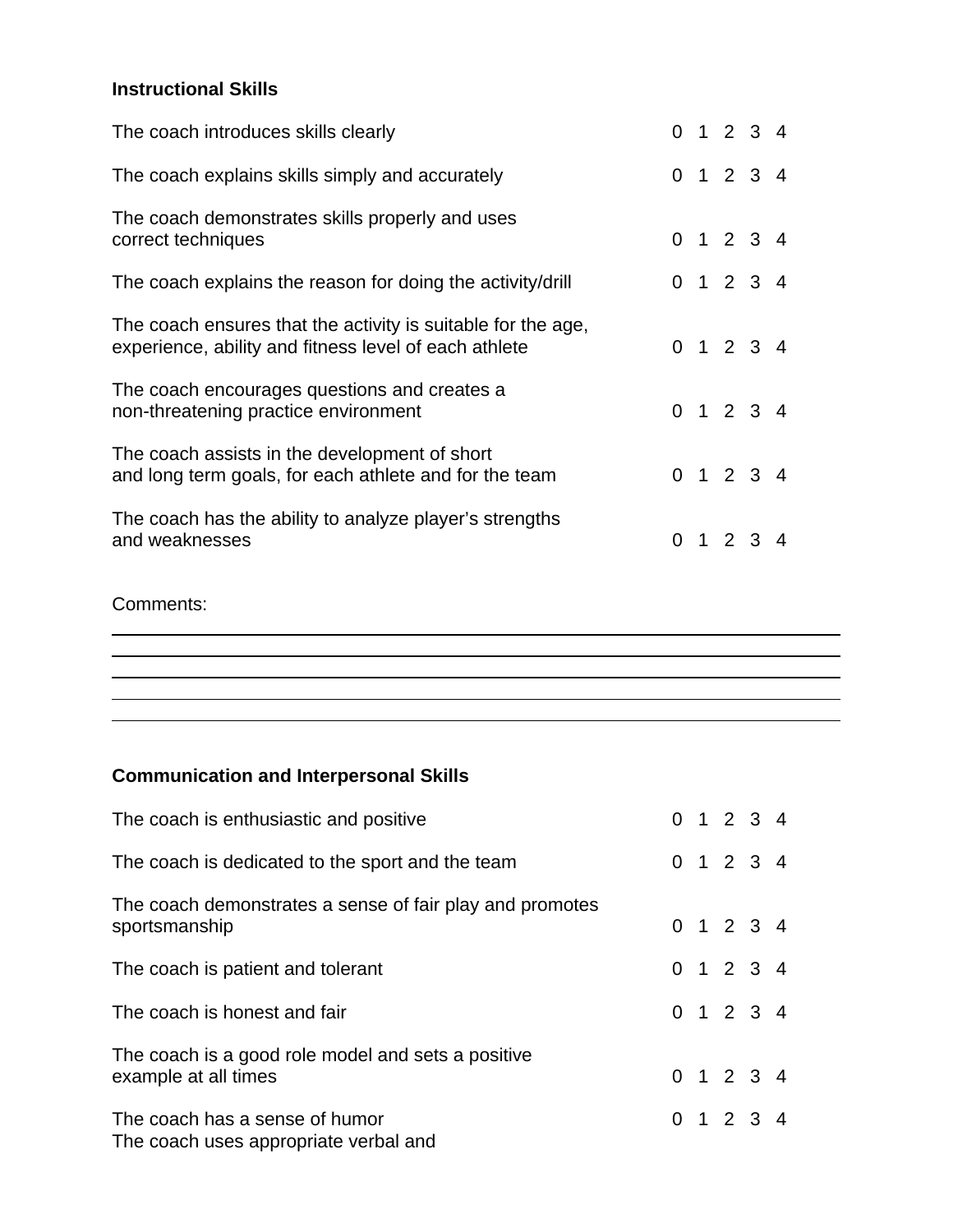**Instructional Skills**

| | |
|---|---|
| The coach introduces skills clearly | 0 1 2 3 4 |
| The coach explains skills simply and accurately | 0 1 2 3 4 |
| The coach demonstrates skills properly and uses correct techniques | 0 1 2 3 4 |
| The coach explains the reason for doing the activity/drill | 0 1 2 3 4 |
| The coach ensures that the activity is suitable for the age, experience, ability and fitness level of each athlete | 0 1 2 3 4 |
| The coach encourages questions and creates a non-threatening practice environment | 0 1 2 3 4 |
| The coach assists in the development of short and long term goals, for each athlete and for the team | 0 1 2 3 4 |
| The coach has the ability to analyze player's strengths and weaknesses | 0 1 2 3 4 |

Comments:

______________________________________________________________________

______________________________________________________________________

______________________________________________________________________

______________________________________________________________________

______________________________________________________________________

**Communication and Interpersonal Skills**

| | |
|---|---|
| The coach is enthusiastic and positive | 0 1 2 3 4 |
| The coach is dedicated to the sport and the team | 0 1 2 3 4 |
| The coach demonstrates a sense of fair play and promotes sportsmanship | 0 1 2 3 4 |
| The coach is patient and tolerant | 0 1 2 3 4 |
| The coach is honest and fair | 0 1 2 3 4 |
| The coach is a good role model and sets a positive example at all times | 0 1 2 3 4 |
| The coach has a sense of humor | 0 1 2 3 4 |

The coach uses appropriate verbal and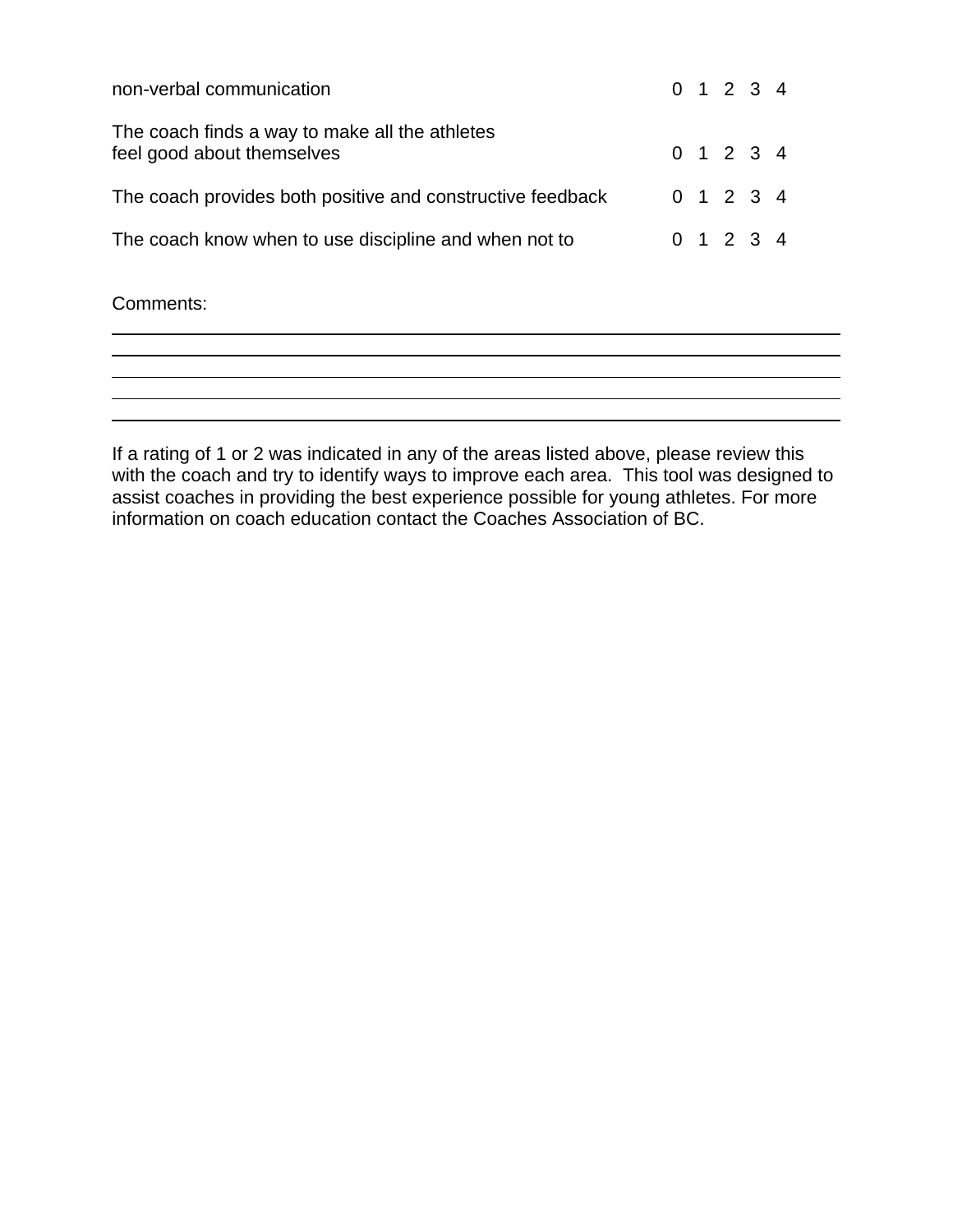| | |
|---|---|
| non-verbal communication | 0 1 2 3 4 |
| The coach finds a way to make all the athletes feel good about themselves | 0 1 2 3 4 |
| The coach provides both positive and constructive feedback | 0 1 2 3 4 |
| The coach know when to use discipline and when not to | 0 1 2 3 4 |

Comments:

______________________________________________________________________

______________________________________________________________________

______________________________________________________________________

______________________________________________________________________

______________________________________________________________________

If a rating of 1 or 2 was indicated in any of the areas listed above, please review this with the coach and try to identify ways to improve each area. This tool was designed to assist coaches in providing the best experience possible for young athletes. For more information on coach education contact the Coaches Association of BC.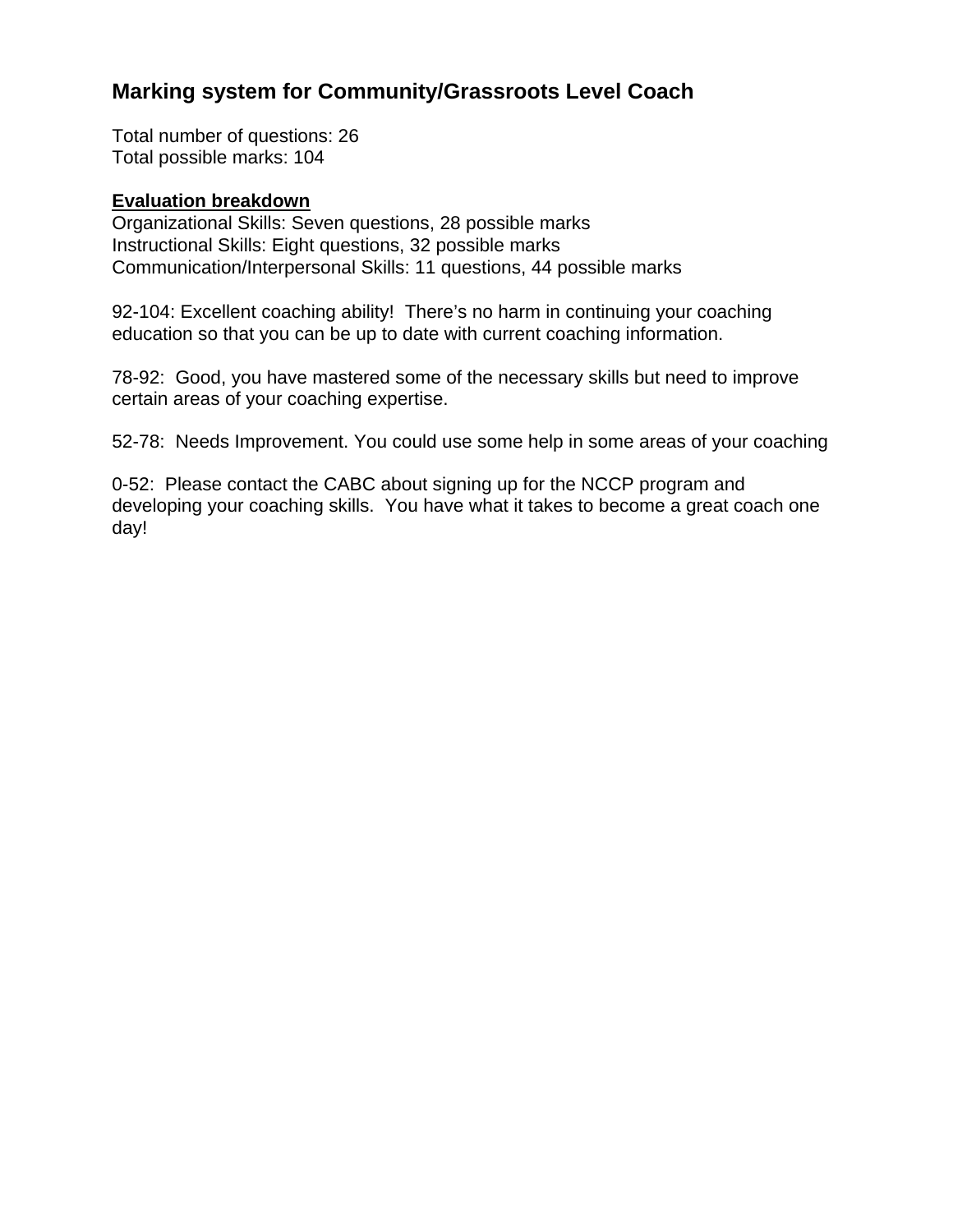## Marking system for Community/Grassroots Level Coach

Total number of questions: 26
Total possible marks: 104

**Evaluation breakdown**
Organizational Skills: Seven questions, 28 possible marks
Instructional Skills: Eight questions, 32 possible marks
Communication/Interpersonal Skills: 11 questions, 44 possible marks

92-104: Excellent coaching ability! There's no harm in continuing your coaching education so that you can be up to date with current coaching information.

78-92: Good, you have mastered some of the necessary skills but need to improve certain areas of your coaching expertise.

52-78: Needs Improvement. You could use some help in some areas of your coaching

0-52: Please contact the CABC about signing up for the NCCP program and developing your coaching skills. You have what it takes to become a great coach one day!